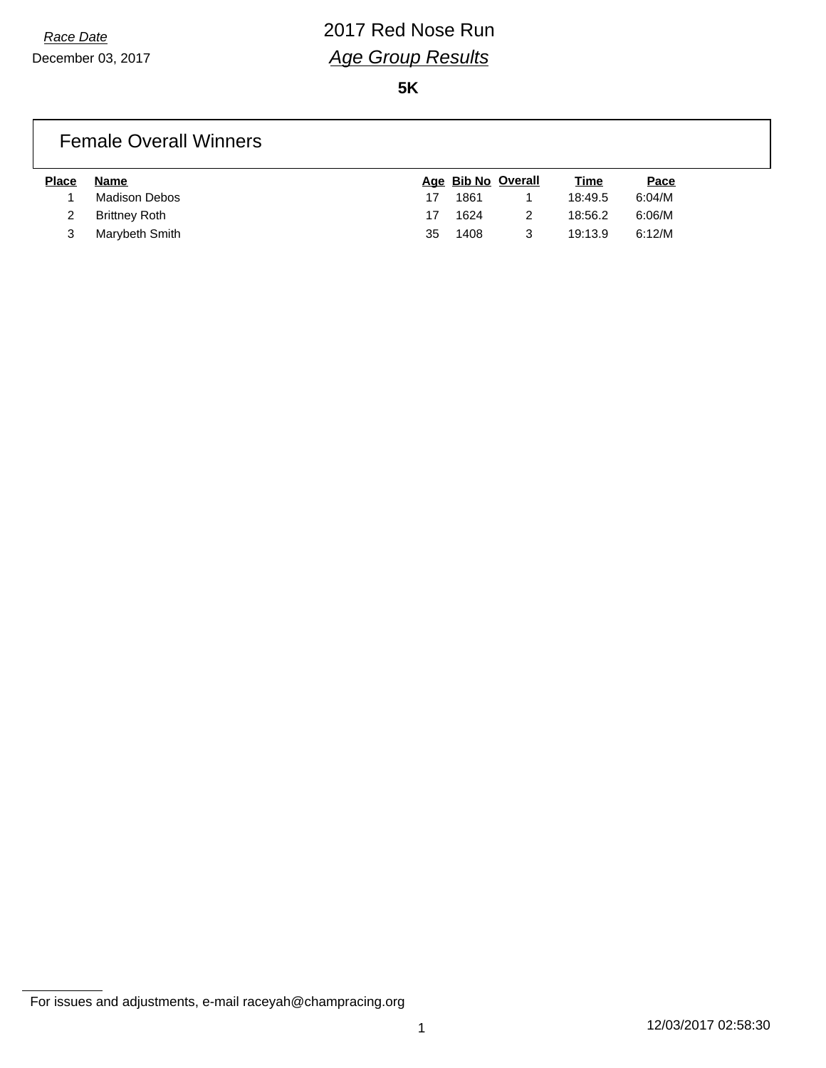*Race Date*

December 03, 2017

# 2017 Red Nose Run

## *Age Group Results*

**5K**

### Female Overall Winners

| Place | Name | Age | Bib No | Overall | Time | Pace |
|---|---|---|---|---|---|---|
| 1 | Madison Debos | 17 | 1861 | 1 | 18:49.5 | 6:04/M |
| 2 | Brittney Roth | 17 | 1624 | 2 | 18:56.2 | 6:06/M |
| 3 | Marybeth Smith | 35 | 1408 | 3 | 19:13.9 | 6:12/M |

For issues and adjustments, e-mail raceyah@champracing.org

12/03/2017 02:58:30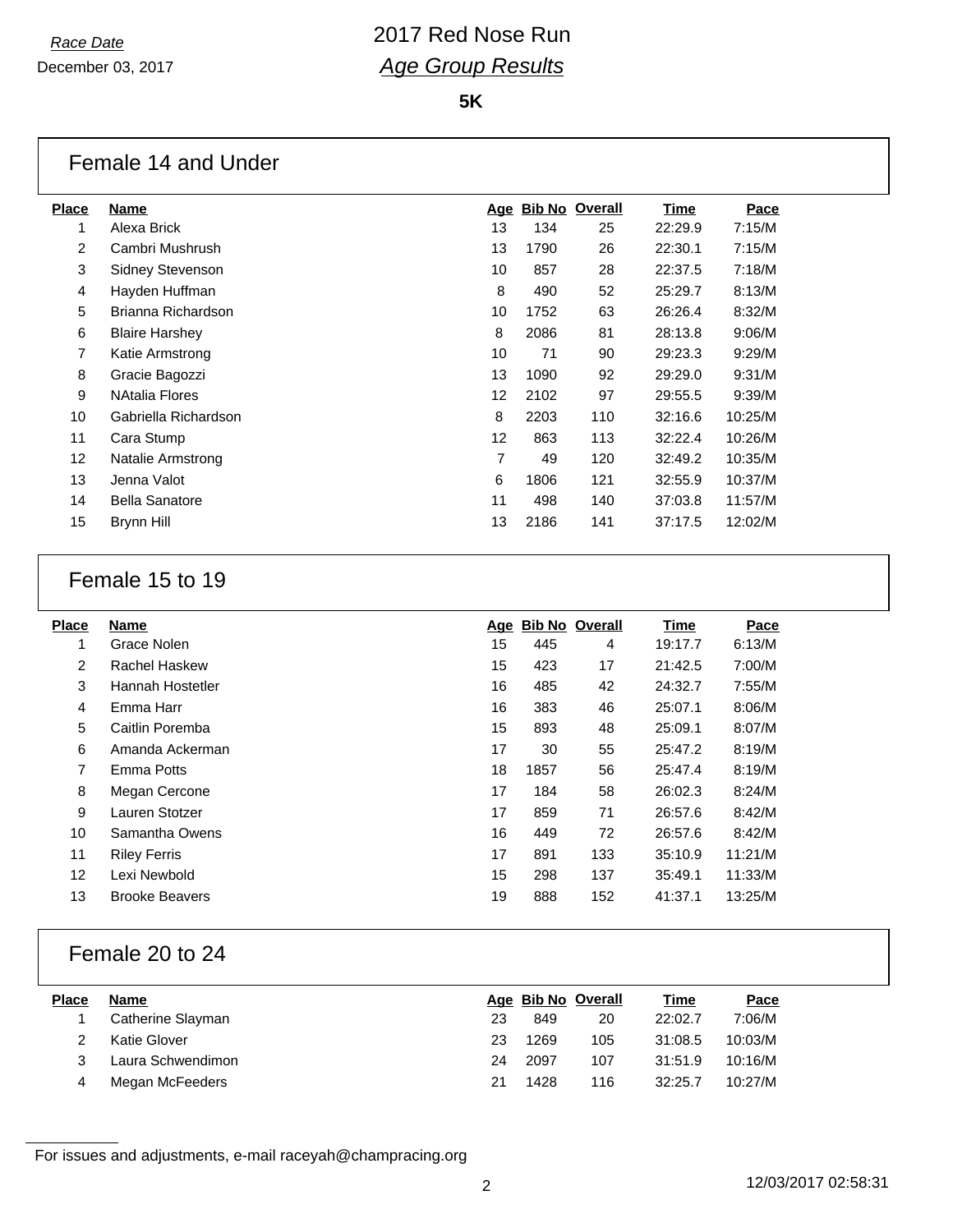*Race Date*
December 03, 2017

# 2017 Red Nose Run
## *Age Group Results*

**5K**

### Female 14 and Under

| Place | Name | Age | Bib No | Overall | Time | Pace |
|---|---|---|---|---|---|---|
| 1 | Alexa Brick | 13 | 134 | 25 | 22:29.9 | 7:15/M |
| 2 | Cambri Mushrush | 13 | 1790 | 26 | 22:30.1 | 7:15/M |
| 3 | Sidney Stevenson | 10 | 857 | 28 | 22:37.5 | 7:18/M |
| 4 | Hayden Huffman | 8 | 490 | 52 | 25:29.7 | 8:13/M |
| 5 | Brianna Richardson | 10 | 1752 | 63 | 26:26.4 | 8:32/M |
| 6 | Blaire Harshey | 8 | 2086 | 81 | 28:13.8 | 9:06/M |
| 7 | Katie Armstrong | 10 | 71 | 90 | 29:23.3 | 9:29/M |
| 8 | Gracie Bagozzi | 13 | 1090 | 92 | 29:29.0 | 9:31/M |
| 9 | NAtalia Flores | 12 | 2102 | 97 | 29:55.5 | 9:39/M |
| 10 | Gabriella Richardson | 8 | 2203 | 110 | 32:16.6 | 10:25/M |
| 11 | Cara Stump | 12 | 863 | 113 | 32:22.4 | 10:26/M |
| 12 | Natalie Armstrong | 7 | 49 | 120 | 32:49.2 | 10:35/M |
| 13 | Jenna Valot | 6 | 1806 | 121 | 32:55.9 | 10:37/M |
| 14 | Bella Sanatore | 11 | 498 | 140 | 37:03.8 | 11:57/M |
| 15 | Brynn Hill | 13 | 2186 | 141 | 37:17.5 | 12:02/M |

### Female 15 to 19

| Place | Name | Age | Bib No | Overall | Time | Pace |
|---|---|---|---|---|---|---|
| 1 | Grace Nolen | 15 | 445 | 4 | 19:17.7 | 6:13/M |
| 2 | Rachel Haskew | 15 | 423 | 17 | 21:42.5 | 7:00/M |
| 3 | Hannah Hostetler | 16 | 485 | 42 | 24:32.7 | 7:55/M |
| 4 | Emma Harr | 16 | 383 | 46 | 25:07.1 | 8:06/M |
| 5 | Caitlin Poremba | 15 | 893 | 48 | 25:09.1 | 8:07/M |
| 6 | Amanda Ackerman | 17 | 30 | 55 | 25:47.2 | 8:19/M |
| 7 | Emma Potts | 18 | 1857 | 56 | 25:47.4 | 8:19/M |
| 8 | Megan Cercone | 17 | 184 | 58 | 26:02.3 | 8:24/M |
| 9 | Lauren Stotzer | 17 | 859 | 71 | 26:57.6 | 8:42/M |
| 10 | Samantha Owens | 16 | 449 | 72 | 26:57.6 | 8:42/M |
| 11 | Riley Ferris | 17 | 891 | 133 | 35:10.9 | 11:21/M |
| 12 | Lexi Newbold | 15 | 298 | 137 | 35:49.1 | 11:33/M |
| 13 | Brooke Beavers | 19 | 888 | 152 | 41:37.1 | 13:25/M |

### Female 20 to 24

| Place | Name | Age | Bib No | Overall | Time | Pace |
|---|---|---|---|---|---|---|
| 1 | Catherine Slayman | 23 | 849 | 20 | 22:02.7 | 7:06/M |
| 2 | Katie Glover | 23 | 1269 | 105 | 31:08.5 | 10:03/M |
| 3 | Laura Schwendimon | 24 | 2097 | 107 | 31:51.9 | 10:16/M |
| 4 | Megan McFeeders | 21 | 1428 | 116 | 32:25.7 | 10:27/M |

For issues and adjustments, e-mail raceyah@champracing.org

12/03/2017 02:58:31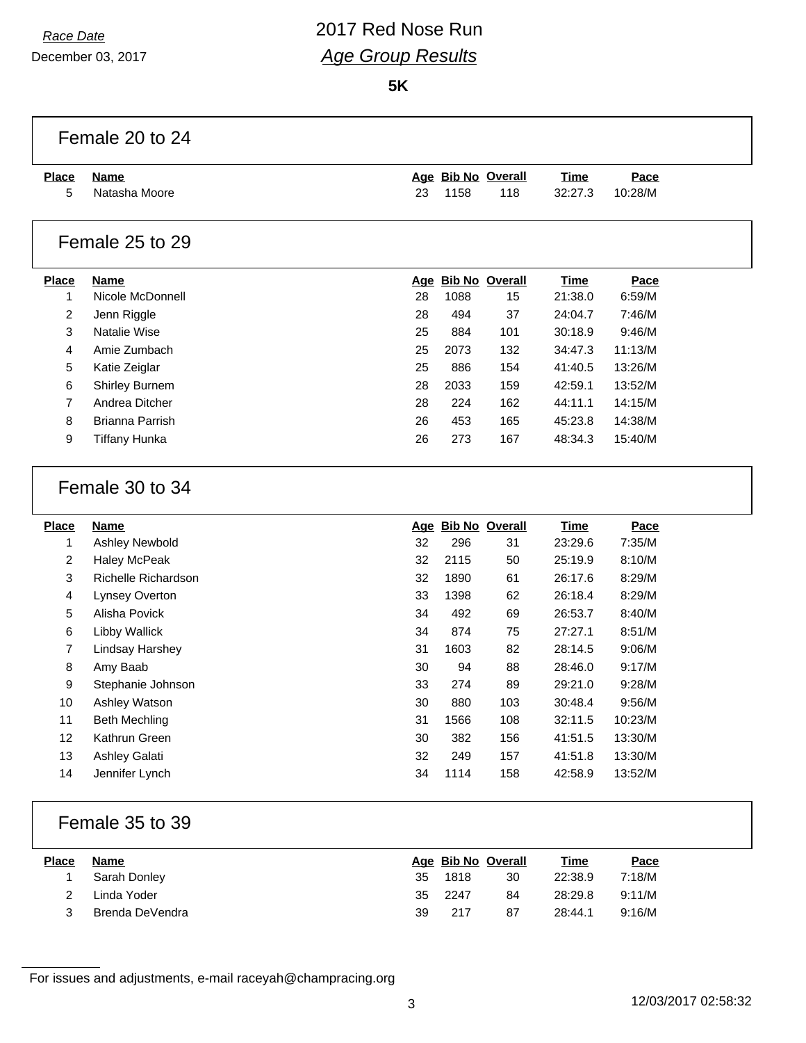*Race Date*

December 03, 2017

# 2017 Red Nose Run

## *Age Group Results*

**5K**

### Female 20 to 24

| Place | Name | Age | Bib No | Overall | Time | Pace |
|---|---|---|---|---|---|---|
| 5 | Natasha Moore | 23 | 1158 | 118 | 32:27.3 | 10:28/M |

### Female 25 to 29

| Place | Name | Age | Bib No | Overall | Time | Pace |
|---|---|---|---|---|---|---|
| 1 | Nicole McDonnell | 28 | 1088 | 15 | 21:38.0 | 6:59/M |
| 2 | Jenn Riggle | 28 | 494 | 37 | 24:04.7 | 7:46/M |
| 3 | Natalie Wise | 25 | 884 | 101 | 30:18.9 | 9:46/M |
| 4 | Amie Zumbach | 25 | 2073 | 132 | 34:47.3 | 11:13/M |
| 5 | Katie Zeiglar | 25 | 886 | 154 | 41:40.5 | 13:26/M |
| 6 | Shirley Burnem | 28 | 2033 | 159 | 42:59.1 | 13:52/M |
| 7 | Andrea Ditcher | 28 | 224 | 162 | 44:11.1 | 14:15/M |
| 8 | Brianna Parrish | 26 | 453 | 165 | 45:23.8 | 14:38/M |
| 9 | Tiffany Hunka | 26 | 273 | 167 | 48:34.3 | 15:40/M |

### Female 30 to 34

| Place | Name | Age | Bib No | Overall | Time | Pace |
|---|---|---|---|---|---|---|
| 1 | Ashley Newbold | 32 | 296 | 31 | 23:29.6 | 7:35/M |
| 2 | Haley McPeak | 32 | 2115 | 50 | 25:19.9 | 8:10/M |
| 3 | Richelle Richardson | 32 | 1890 | 61 | 26:17.6 | 8:29/M |
| 4 | Lynsey Overton | 33 | 1398 | 62 | 26:18.4 | 8:29/M |
| 5 | Alisha Povick | 34 | 492 | 69 | 26:53.7 | 8:40/M |
| 6 | Libby Wallick | 34 | 874 | 75 | 27:27.1 | 8:51/M |
| 7 | Lindsay Harshey | 31 | 1603 | 82 | 28:14.5 | 9:06/M |
| 8 | Amy Baab | 30 | 94 | 88 | 28:46.0 | 9:17/M |
| 9 | Stephanie Johnson | 33 | 274 | 89 | 29:21.0 | 9:28/M |
| 10 | Ashley Watson | 30 | 880 | 103 | 30:48.4 | 9:56/M |
| 11 | Beth Mechling | 31 | 1566 | 108 | 32:11.5 | 10:23/M |
| 12 | Kathrun Green | 30 | 382 | 156 | 41:51.5 | 13:30/M |
| 13 | Ashley Galati | 32 | 249 | 157 | 41:51.8 | 13:30/M |
| 14 | Jennifer Lynch | 34 | 1114 | 158 | 42:58.9 | 13:52/M |

### Female 35 to 39

| Place | Name | Age | Bib No | Overall | Time | Pace |
|---|---|---|---|---|---|---|
| 1 | Sarah Donley | 35 | 1818 | 30 | 22:38.9 | 7:18/M |
| 2 | Linda Yoder | 35 | 2247 | 84 | 28:29.8 | 9:11/M |
| 3 | Brenda DeVendra | 39 | 217 | 87 | 28:44.1 | 9:16/M |

For issues and adjustments, e-mail raceyah@champracing.org

12/03/2017 02:58:32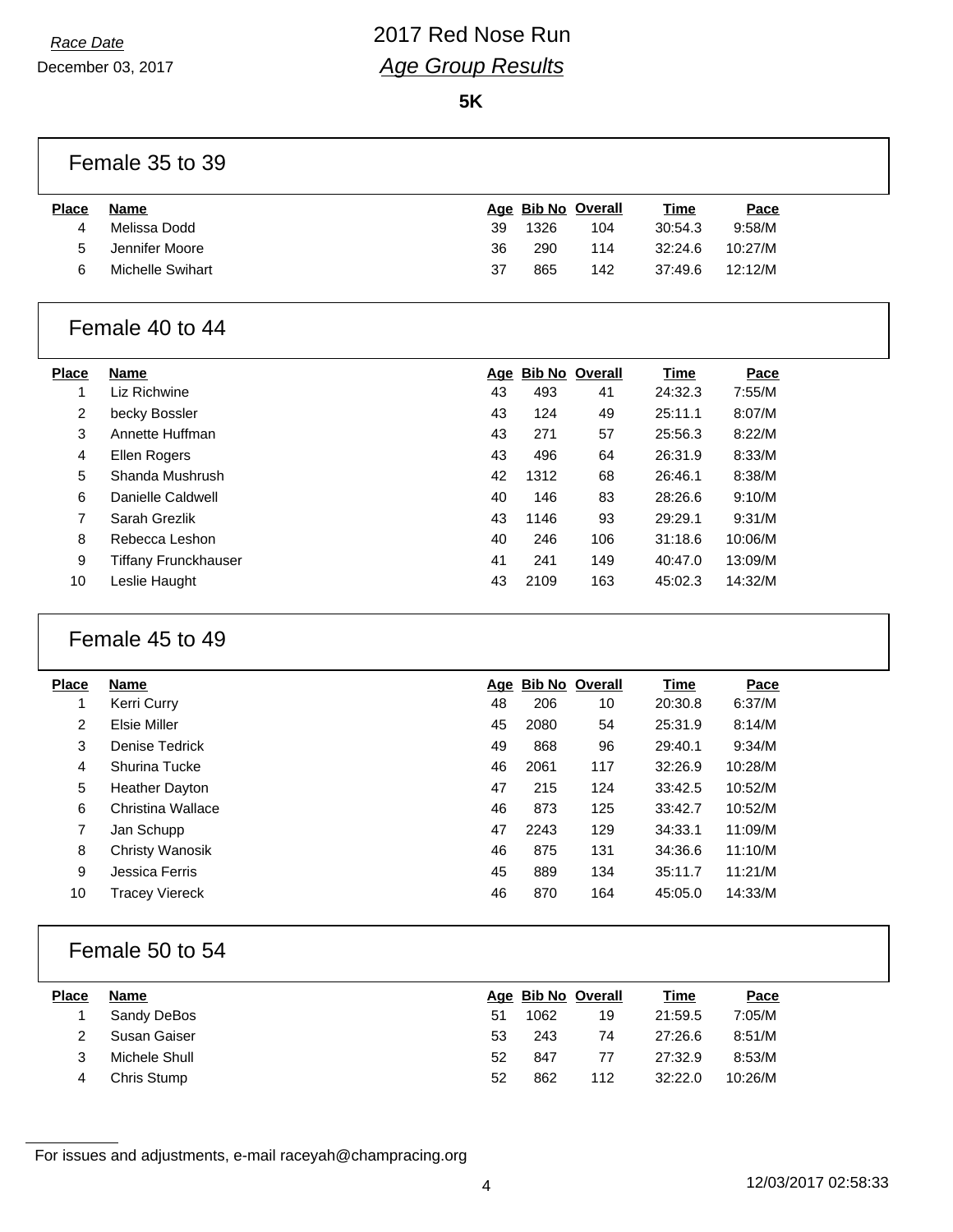*Race Date*
December 03, 2017

# 2017 Red Nose Run
## *Age Group Results*

**5K**

### Female 35 to 39

| Place | Name | Age | Bib No | Overall | Time | Pace |
|---|---|---|---|---|---|---|
| 4 | Melissa Dodd | 39 | 1326 | 104 | 30:54.3 | 9:58/M |
| 5 | Jennifer Moore | 36 | 290 | 114 | 32:24.6 | 10:27/M |
| 6 | Michelle Swihart | 37 | 865 | 142 | 37:49.6 | 12:12/M |

### Female 40 to 44

| Place | Name | Age | Bib No | Overall | Time | Pace |
|---|---|---|---|---|---|---|
| 1 | Liz Richwine | 43 | 493 | 41 | 24:32.3 | 7:55/M |
| 2 | becky Bossler | 43 | 124 | 49 | 25:11.1 | 8:07/M |
| 3 | Annette Huffman | 43 | 271 | 57 | 25:56.3 | 8:22/M |
| 4 | Ellen Rogers | 43 | 496 | 64 | 26:31.9 | 8:33/M |
| 5 | Shanda Mushrush | 42 | 1312 | 68 | 26:46.1 | 8:38/M |
| 6 | Danielle Caldwell | 40 | 146 | 83 | 28:26.6 | 9:10/M |
| 7 | Sarah Grezlik | 43 | 1146 | 93 | 29:29.1 | 9:31/M |
| 8 | Rebecca Leshon | 40 | 246 | 106 | 31:18.6 | 10:06/M |
| 9 | Tiffany Frunckhauser | 41 | 241 | 149 | 40:47.0 | 13:09/M |
| 10 | Leslie Haught | 43 | 2109 | 163 | 45:02.3 | 14:32/M |

### Female 45 to 49

| Place | Name | Age | Bib No | Overall | Time | Pace |
|---|---|---|---|---|---|---|
| 1 | Kerri Curry | 48 | 206 | 10 | 20:30.8 | 6:37/M |
| 2 | Elsie Miller | 45 | 2080 | 54 | 25:31.9 | 8:14/M |
| 3 | Denise Tedrick | 49 | 868 | 96 | 29:40.1 | 9:34/M |
| 4 | Shurina Tucke | 46 | 2061 | 117 | 32:26.9 | 10:28/M |
| 5 | Heather Dayton | 47 | 215 | 124 | 33:42.5 | 10:52/M |
| 6 | Christina Wallace | 46 | 873 | 125 | 33:42.7 | 10:52/M |
| 7 | Jan Schupp | 47 | 2243 | 129 | 34:33.1 | 11:09/M |
| 8 | Christy Wanosik | 46 | 875 | 131 | 34:36.6 | 11:10/M |
| 9 | Jessica Ferris | 45 | 889 | 134 | 35:11.7 | 11:21/M |
| 10 | Tracey Viereck | 46 | 870 | 164 | 45:05.0 | 14:33/M |

### Female 50 to 54

| Place | Name | Age | Bib No | Overall | Time | Pace |
|---|---|---|---|---|---|---|
| 1 | Sandy DeBos | 51 | 1062 | 19 | 21:59.5 | 7:05/M |
| 2 | Susan Gaiser | 53 | 243 | 74 | 27:26.6 | 8:51/M |
| 3 | Michele Shull | 52 | 847 | 77 | 27:32.9 | 8:53/M |
| 4 | Chris Stump | 52 | 862 | 112 | 32:22.0 | 10:26/M |

For issues and adjustments, e-mail raceyah@champracing.org

12/03/2017 02:58:33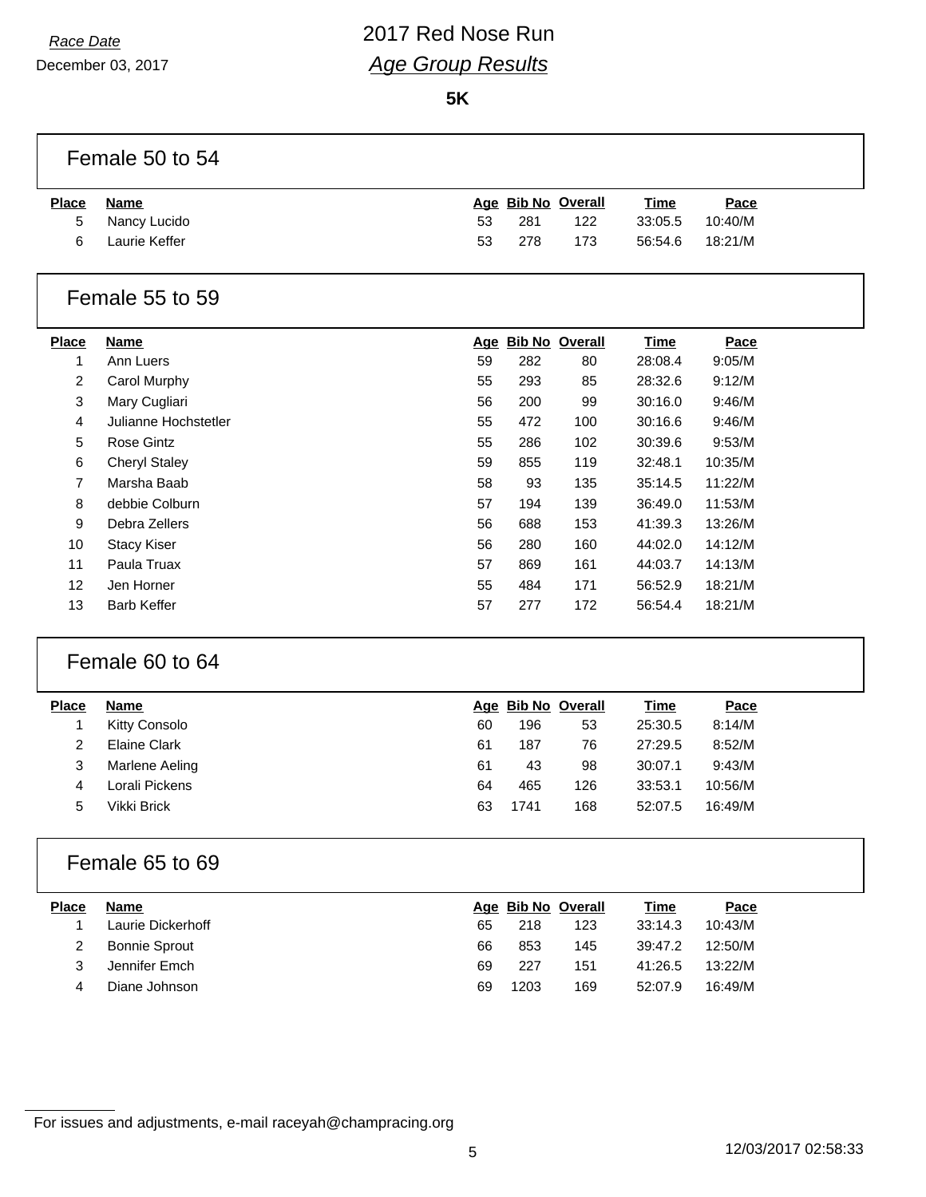# 2017 Red Nose Run

## *Age Group Results*

*Race Date*
December 03, 2017

**5K**

### Female 50 to 54

| Place | Name | Age | Bib No | Overall | Time | Pace |
|---|---|---|---|---|---|---|
| 5 | Nancy Lucido | 53 | 281 | 122 | 33:05.5 | 10:40/M |
| 6 | Laurie Keffer | 53 | 278 | 173 | 56:54.6 | 18:21/M |

### Female 55 to 59

| Place | Name | Age | Bib No | Overall | Time | Pace |
|---|---|---|---|---|---|---|
| 1 | Ann Luers | 59 | 282 | 80 | 28:08.4 | 9:05/M |
| 2 | Carol Murphy | 55 | 293 | 85 | 28:32.6 | 9:12/M |
| 3 | Mary Cugliari | 56 | 200 | 99 | 30:16.0 | 9:46/M |
| 4 | Julianne Hochstetler | 55 | 472 | 100 | 30:16.6 | 9:46/M |
| 5 | Rose Gintz | 55 | 286 | 102 | 30:39.6 | 9:53/M |
| 6 | Cheryl Staley | 59 | 855 | 119 | 32:48.1 | 10:35/M |
| 7 | Marsha Baab | 58 | 93 | 135 | 35:14.5 | 11:22/M |
| 8 | debbie Colburn | 57 | 194 | 139 | 36:49.0 | 11:53/M |
| 9 | Debra Zellers | 56 | 688 | 153 | 41:39.3 | 13:26/M |
| 10 | Stacy Kiser | 56 | 280 | 160 | 44:02.0 | 14:12/M |
| 11 | Paula Truax | 57 | 869 | 161 | 44:03.7 | 14:13/M |
| 12 | Jen Horner | 55 | 484 | 171 | 56:52.9 | 18:21/M |
| 13 | Barb Keffer | 57 | 277 | 172 | 56:54.4 | 18:21/M |

### Female 60 to 64

| Place | Name | Age | Bib No | Overall | Time | Pace |
|---|---|---|---|---|---|---|
| 1 | Kitty Consolo | 60 | 196 | 53 | 25:30.5 | 8:14/M |
| 2 | Elaine Clark | 61 | 187 | 76 | 27:29.5 | 8:52/M |
| 3 | Marlene Aeling | 61 | 43 | 98 | 30:07.1 | 9:43/M |
| 4 | Lorali Pickens | 64 | 465 | 126 | 33:53.1 | 10:56/M |
| 5 | Vikki Brick | 63 | 1741 | 168 | 52:07.5 | 16:49/M |

### Female 65 to 69

| Place | Name | Age | Bib No | Overall | Time | Pace |
|---|---|---|---|---|---|---|
| 1 | Laurie Dickerhoff | 65 | 218 | 123 | 33:14.3 | 10:43/M |
| 2 | Bonnie Sprout | 66 | 853 | 145 | 39:47.2 | 12:50/M |
| 3 | Jennifer Emch | 69 | 227 | 151 | 41:26.5 | 13:22/M |
| 4 | Diane Johnson | 69 | 1203 | 169 | 52:07.9 | 16:49/M |

For issues and adjustments, e-mail raceyah@champracing.org

12/03/2017 02:58:33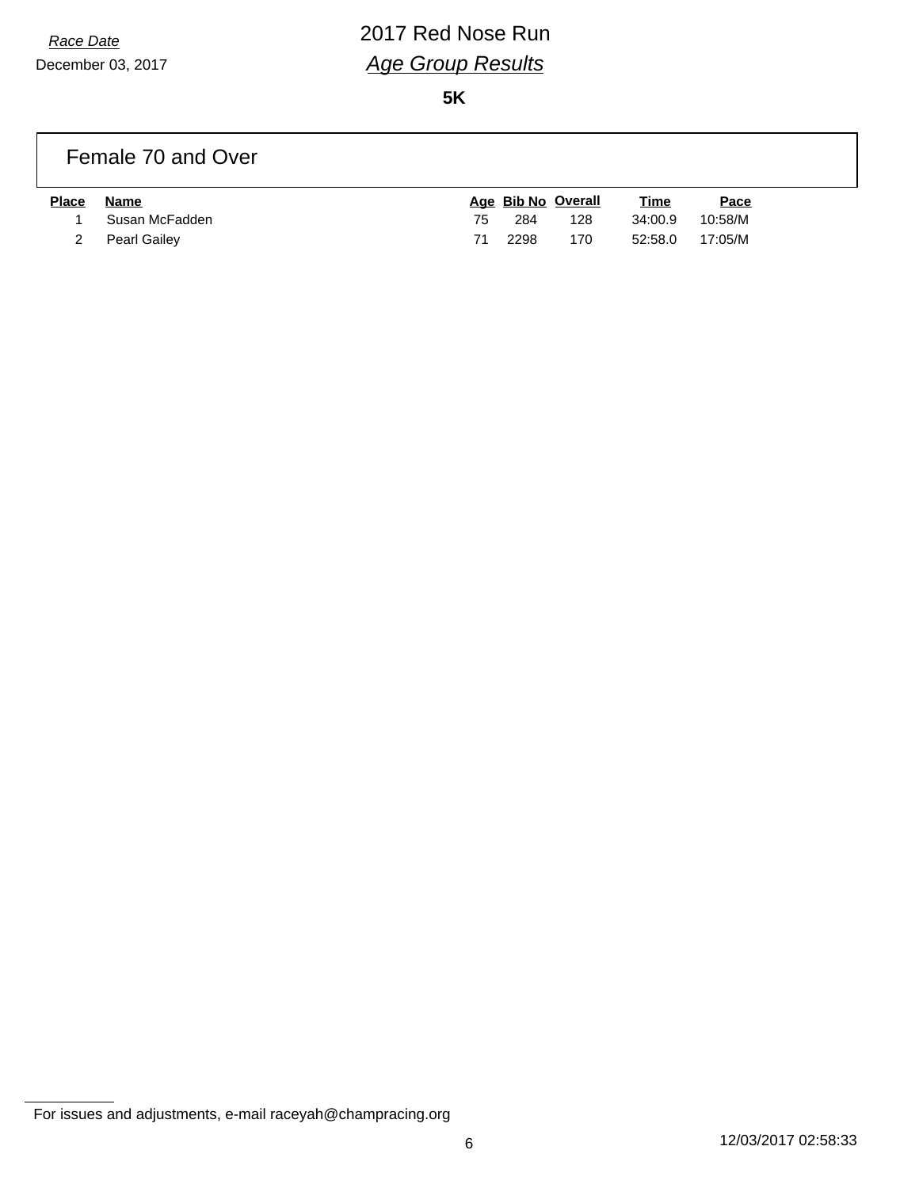*Race Date*
December 03, 2017

# 2017 Red Nose Run
## *Age Group Results*

**5K**

### Female 70 and Over

| Place | Name | Age | Bib No | Overall | Time | Pace |
|---|---|---|---|---|---|---|
| 1 | Susan McFadden | 75 | 284 | 128 | 34:00.9 | 10:58/M |
| 2 | Pearl Gailey | 71 | 2298 | 170 | 52:58.0 | 17:05/M |

For issues and adjustments, e-mail raceyah@champracing.org

12/03/2017 02:58:33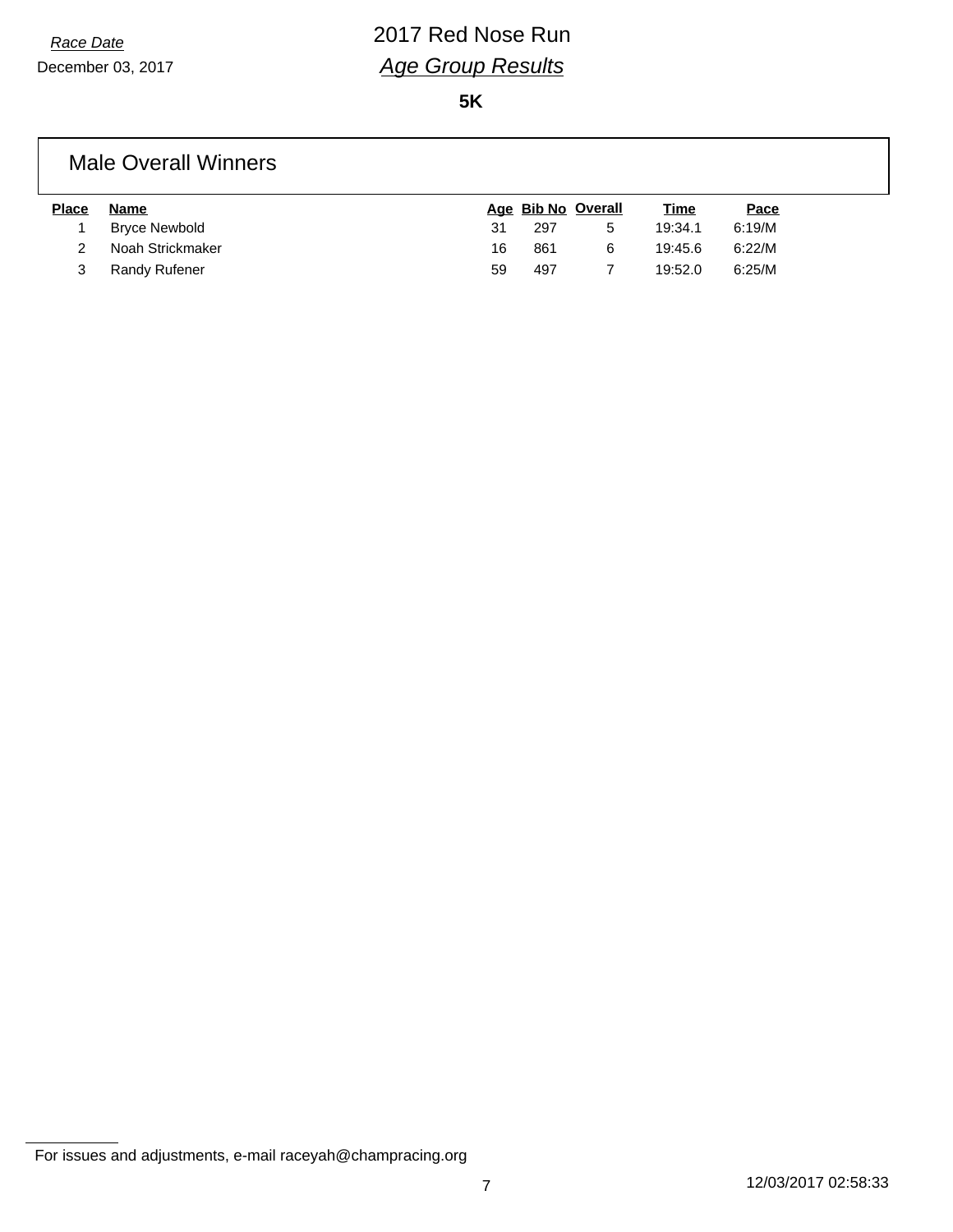*Race Date*

December 03, 2017

# 2017 Red Nose Run

## *Age Group Results*

**5K**

### Male Overall Winners

| Place | Name | Age | Bib No | Overall | Time | Pace |
|---|---|---|---|---|---|---|
| 1 | Bryce Newbold | 31 | 297 | 5 | 19:34.1 | 6:19/M |
| 2 | Noah Strickmaker | 16 | 861 | 6 | 19:45.6 | 6:22/M |
| 3 | Randy Rufener | 59 | 497 | 7 | 19:52.0 | 6:25/M |

For issues and adjustments, e-mail raceyah@champracing.org

12/03/2017 02:58:33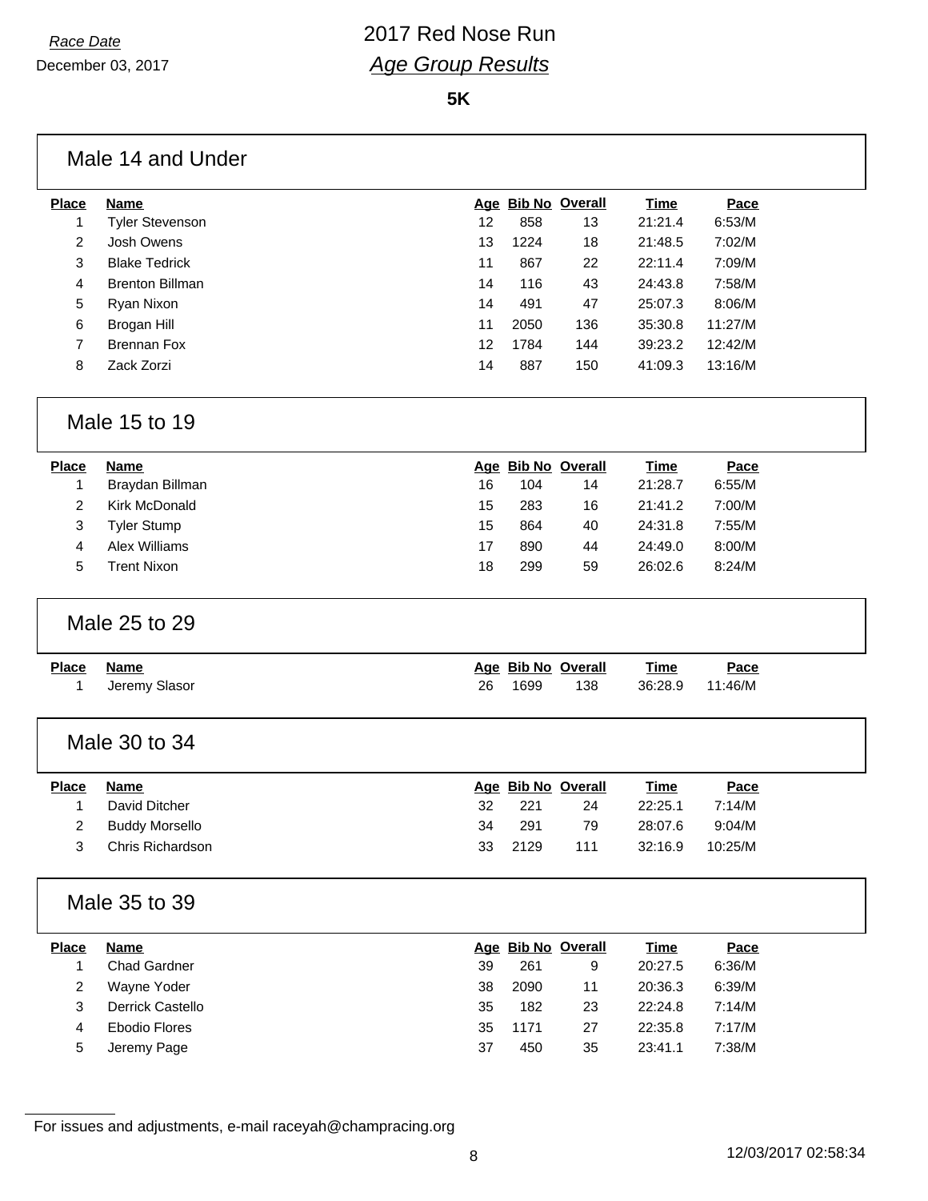*Race Date*
December 03, 2017

# 2017 Red Nose Run
## *Age Group Results*

**5K**

### Male 14 and Under

| Place | Name | Age | Bib No | Overall | Time | Pace |
|---|---|---|---|---|---|---|
| 1 | Tyler Stevenson | 12 | 858 | 13 | 21:21.4 | 6:53/M |
| 2 | Josh Owens | 13 | 1224 | 18 | 21:48.5 | 7:02/M |
| 3 | Blake Tedrick | 11 | 867 | 22 | 22:11.4 | 7:09/M |
| 4 | Brenton Billman | 14 | 116 | 43 | 24:43.8 | 7:58/M |
| 5 | Ryan Nixon | 14 | 491 | 47 | 25:07.3 | 8:06/M |
| 6 | Brogan Hill | 11 | 2050 | 136 | 35:30.8 | 11:27/M |
| 7 | Brennan Fox | 12 | 1784 | 144 | 39:23.2 | 12:42/M |
| 8 | Zack Zorzi | 14 | 887 | 150 | 41:09.3 | 13:16/M |

### Male 15 to 19

| Place | Name | Age | Bib No | Overall | Time | Pace |
|---|---|---|---|---|---|---|
| 1 | Braydan Billman | 16 | 104 | 14 | 21:28.7 | 6:55/M |
| 2 | Kirk McDonald | 15 | 283 | 16 | 21:41.2 | 7:00/M |
| 3 | Tyler Stump | 15 | 864 | 40 | 24:31.8 | 7:55/M |
| 4 | Alex Williams | 17 | 890 | 44 | 24:49.0 | 8:00/M |
| 5 | Trent Nixon | 18 | 299 | 59 | 26:02.6 | 8:24/M |

### Male 25 to 29

| Place | Name | Age | Bib No | Overall | Time | Pace |
|---|---|---|---|---|---|---|
| 1 | Jeremy Slasor | 26 | 1699 | 138 | 36:28.9 | 11:46/M |

### Male 30 to 34

| Place | Name | Age | Bib No | Overall | Time | Pace |
|---|---|---|---|---|---|---|
| 1 | David Ditcher | 32 | 221 | 24 | 22:25.1 | 7:14/M |
| 2 | Buddy Morsello | 34 | 291 | 79 | 28:07.6 | 9:04/M |
| 3 | Chris Richardson | 33 | 2129 | 111 | 32:16.9 | 10:25/M |

### Male 35 to 39

| Place | Name | Age | Bib No | Overall | Time | Pace |
|---|---|---|---|---|---|---|
| 1 | Chad Gardner | 39 | 261 | 9 | 20:27.5 | 6:36/M |
| 2 | Wayne Yoder | 38 | 2090 | 11 | 20:36.3 | 6:39/M |
| 3 | Derrick Castello | 35 | 182 | 23 | 22:24.8 | 7:14/M |
| 4 | Ebodio Flores | 35 | 1171 | 27 | 22:35.8 | 7:17/M |
| 5 | Jeremy Page | 37 | 450 | 35 | 23:41.1 | 7:38/M |

For issues and adjustments, e-mail raceyah@champracing.org

12/03/2017 02:58:34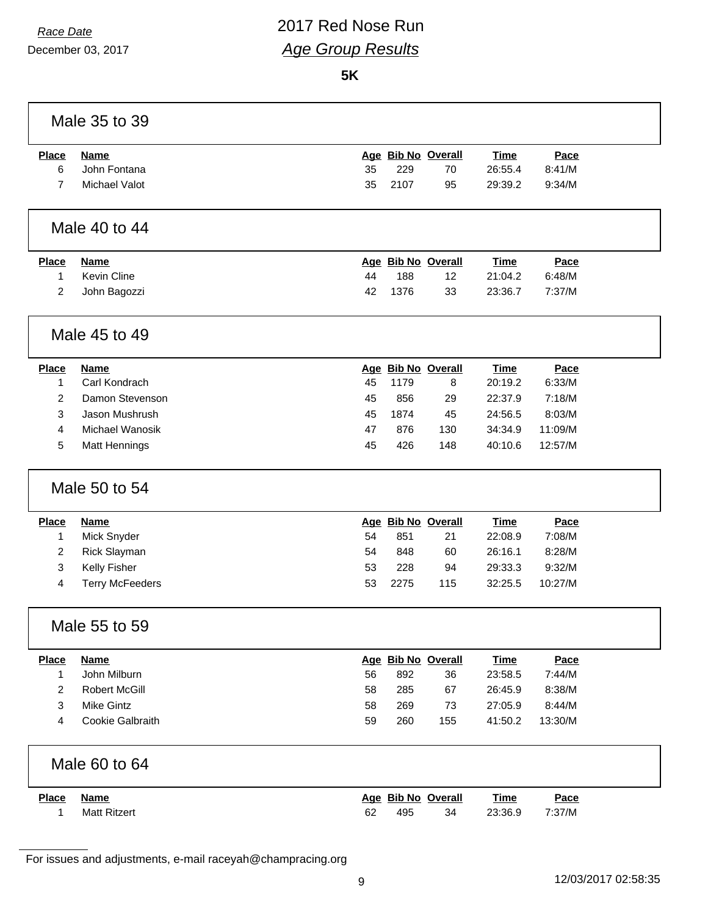*Race Date*
December 03, 2017

# 2017 Red Nose Run
## *Age Group Results*

**5K**

### Male 35 to 39

| Place | Name | Age | Bib No | Overall | Time | Pace |
|---|---|---|---|---|---|---|
| 6 | John Fontana | 35 | 229 | 70 | 26:55.4 | 8:41/M |
| 7 | Michael Valot | 35 | 2107 | 95 | 29:39.2 | 9:34/M |

### Male 40 to 44

| Place | Name | Age | Bib No | Overall | Time | Pace |
|---|---|---|---|---|---|---|
| 1 | Kevin Cline | 44 | 188 | 12 | 21:04.2 | 6:48/M |
| 2 | John Bagozzi | 42 | 1376 | 33 | 23:36.7 | 7:37/M |

### Male 45 to 49

| Place | Name | Age | Bib No | Overall | Time | Pace |
|---|---|---|---|---|---|---|
| 1 | Carl Kondrach | 45 | 1179 | 8 | 20:19.2 | 6:33/M |
| 2 | Damon Stevenson | 45 | 856 | 29 | 22:37.9 | 7:18/M |
| 3 | Jason Mushrush | 45 | 1874 | 45 | 24:56.5 | 8:03/M |
| 4 | Michael Wanosik | 47 | 876 | 130 | 34:34.9 | 11:09/M |
| 5 | Matt Hennings | 45 | 426 | 148 | 40:10.6 | 12:57/M |

### Male 50 to 54

| Place | Name | Age | Bib No | Overall | Time | Pace |
|---|---|---|---|---|---|---|
| 1 | Mick Snyder | 54 | 851 | 21 | 22:08.9 | 7:08/M |
| 2 | Rick Slayman | 54 | 848 | 60 | 26:16.1 | 8:28/M |
| 3 | Kelly Fisher | 53 | 228 | 94 | 29:33.3 | 9:32/M |
| 4 | Terry McFeeders | 53 | 2275 | 115 | 32:25.5 | 10:27/M |

### Male 55 to 59

| Place | Name | Age | Bib No | Overall | Time | Pace |
|---|---|---|---|---|---|---|
| 1 | John Milburn | 56 | 892 | 36 | 23:58.5 | 7:44/M |
| 2 | Robert McGill | 58 | 285 | 67 | 26:45.9 | 8:38/M |
| 3 | Mike Gintz | 58 | 269 | 73 | 27:05.9 | 8:44/M |
| 4 | Cookie Galbraith | 59 | 260 | 155 | 41:50.2 | 13:30/M |

### Male 60 to 64

| Place | Name | Age | Bib No | Overall | Time | Pace |
|---|---|---|---|---|---|---|
| 1 | Matt Ritzert | 62 | 495 | 34 | 23:36.9 | 7:37/M |

For issues and adjustments, e-mail raceyah@champracing.org

12/03/2017 02:58:35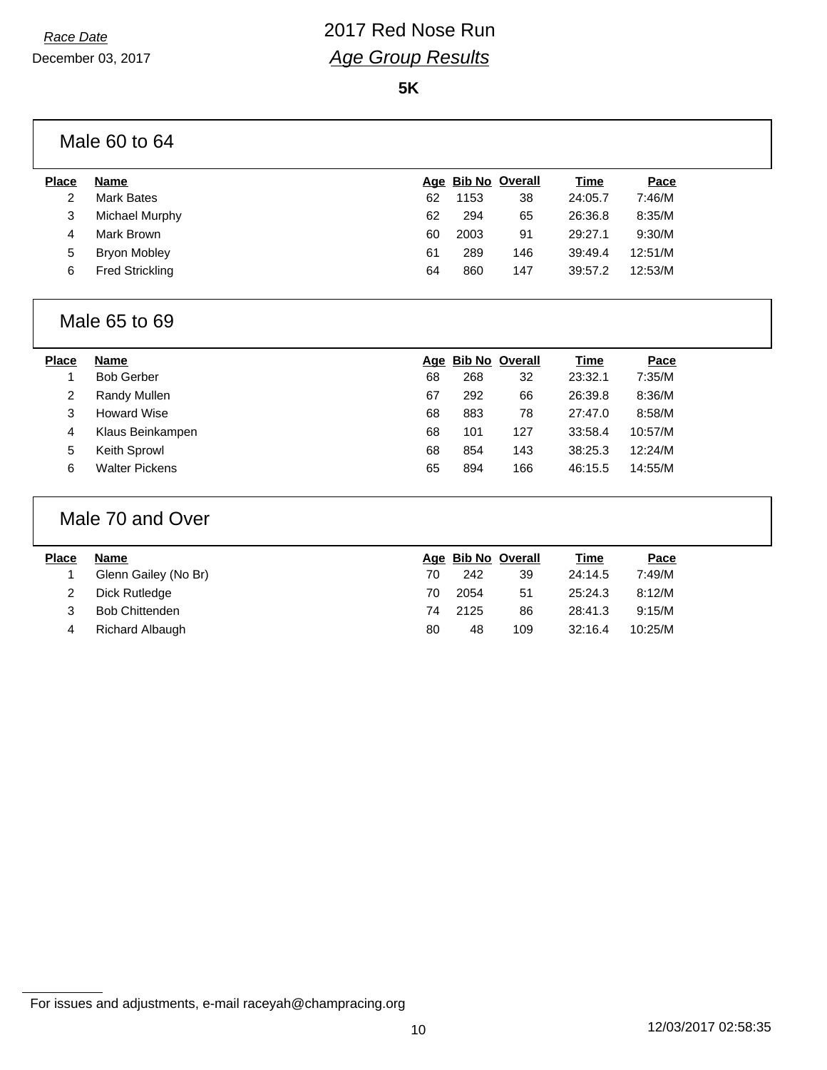*Race Date*
December 03, 2017

# 2017 Red Nose Run
## *Age Group Results*

**5K**

### Male 60 to 64

| Place | Name | Age | Bib No | Overall | Time | Pace |
|---|---|---|---|---|---|---|
| 2 | Mark Bates | 62 | 1153 | 38 | 24:05.7 | 7:46/M |
| 3 | Michael Murphy | 62 | 294 | 65 | 26:36.8 | 8:35/M |
| 4 | Mark Brown | 60 | 2003 | 91 | 29:27.1 | 9:30/M |
| 5 | Bryon Mobley | 61 | 289 | 146 | 39:49.4 | 12:51/M |
| 6 | Fred Strickling | 64 | 860 | 147 | 39:57.2 | 12:53/M |

### Male 65 to 69

| Place | Name | Age | Bib No | Overall | Time | Pace |
|---|---|---|---|---|---|---|
| 1 | Bob Gerber | 68 | 268 | 32 | 23:32.1 | 7:35/M |
| 2 | Randy Mullen | 67 | 292 | 66 | 26:39.8 | 8:36/M |
| 3 | Howard Wise | 68 | 883 | 78 | 27:47.0 | 8:58/M |
| 4 | Klaus Beinkampen | 68 | 101 | 127 | 33:58.4 | 10:57/M |
| 5 | Keith Sprowl | 68 | 854 | 143 | 38:25.3 | 12:24/M |
| 6 | Walter Pickens | 65 | 894 | 166 | 46:15.5 | 14:55/M |

### Male 70 and Over

| Place | Name | Age | Bib No | Overall | Time | Pace |
|---|---|---|---|---|---|---|
| 1 | Glenn Gailey (No Br) | 70 | 242 | 39 | 24:14.5 | 7:49/M |
| 2 | Dick Rutledge | 70 | 2054 | 51 | 25:24.3 | 8:12/M |
| 3 | Bob Chittenden | 74 | 2125 | 86 | 28:41.3 | 9:15/M |
| 4 | Richard Albaugh | 80 | 48 | 109 | 32:16.4 | 10:25/M |

For issues and adjustments, e-mail raceyah@champracing.org

12/03/2017 02:58:35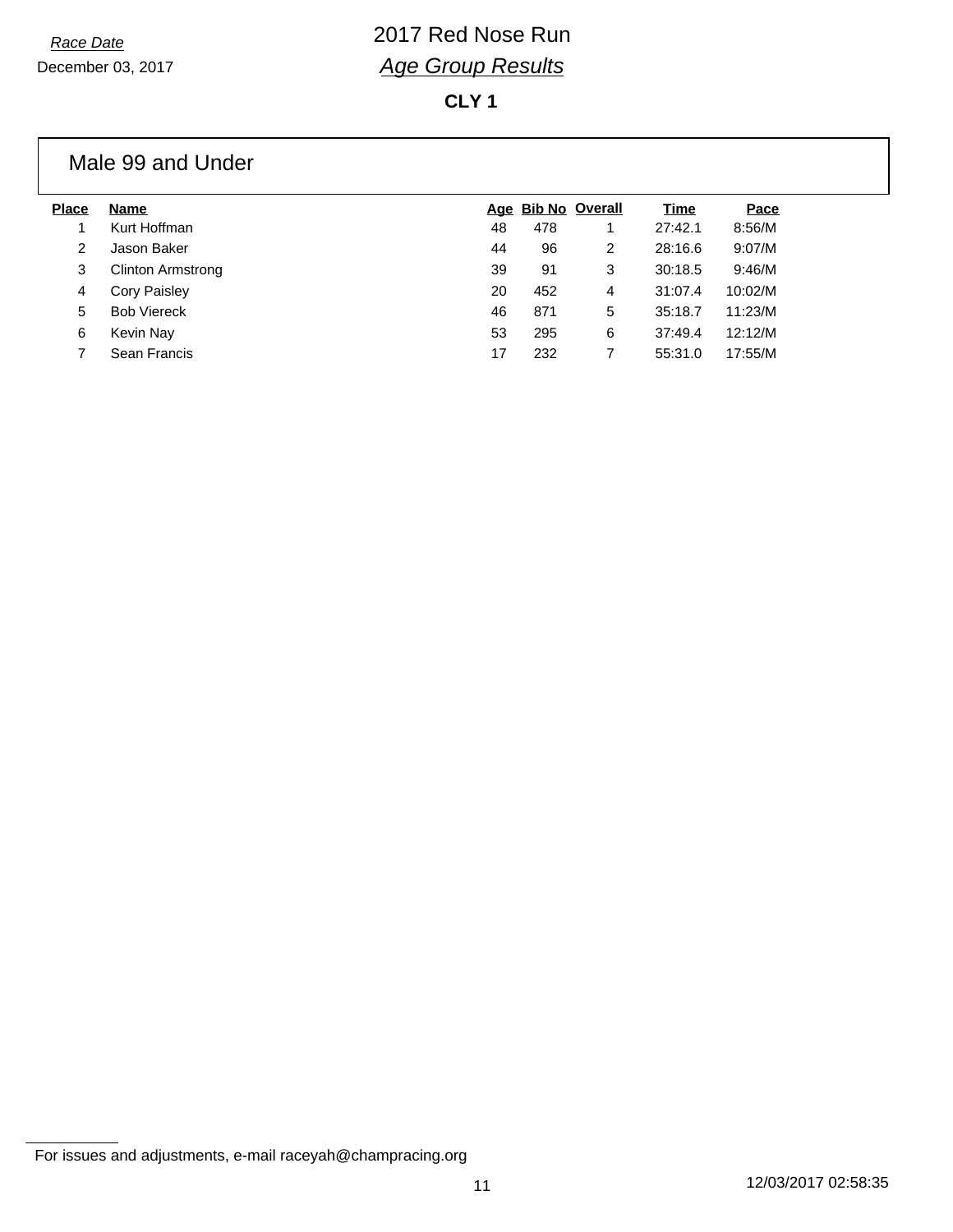*Race Date*
December 03, 2017

# 2017 Red Nose Run

## *Age Group Results*

**CLY 1**

### Male 99 and Under

| Place | Name | Age | Bib No | Overall | Time | Pace |
|---|---|---|---|---|---|---|
| 1 | Kurt Hoffman | 48 | 478 | 1 | 27:42.1 | 8:56/M |
| 2 | Jason Baker | 44 | 96 | 2 | 28:16.6 | 9:07/M |
| 3 | Clinton Armstrong | 39 | 91 | 3 | 30:18.5 | 9:46/M |
| 4 | Cory Paisley | 20 | 452 | 4 | 31:07.4 | 10:02/M |
| 5 | Bob Viereck | 46 | 871 | 5 | 35:18.7 | 11:23/M |
| 6 | Kevin Nay | 53 | 295 | 6 | 37:49.4 | 12:12/M |
| 7 | Sean Francis | 17 | 232 | 7 | 55:31.0 | 17:55/M |

For issues and adjustments, e-mail raceyah@champracing.org

12/03/2017 02:58:35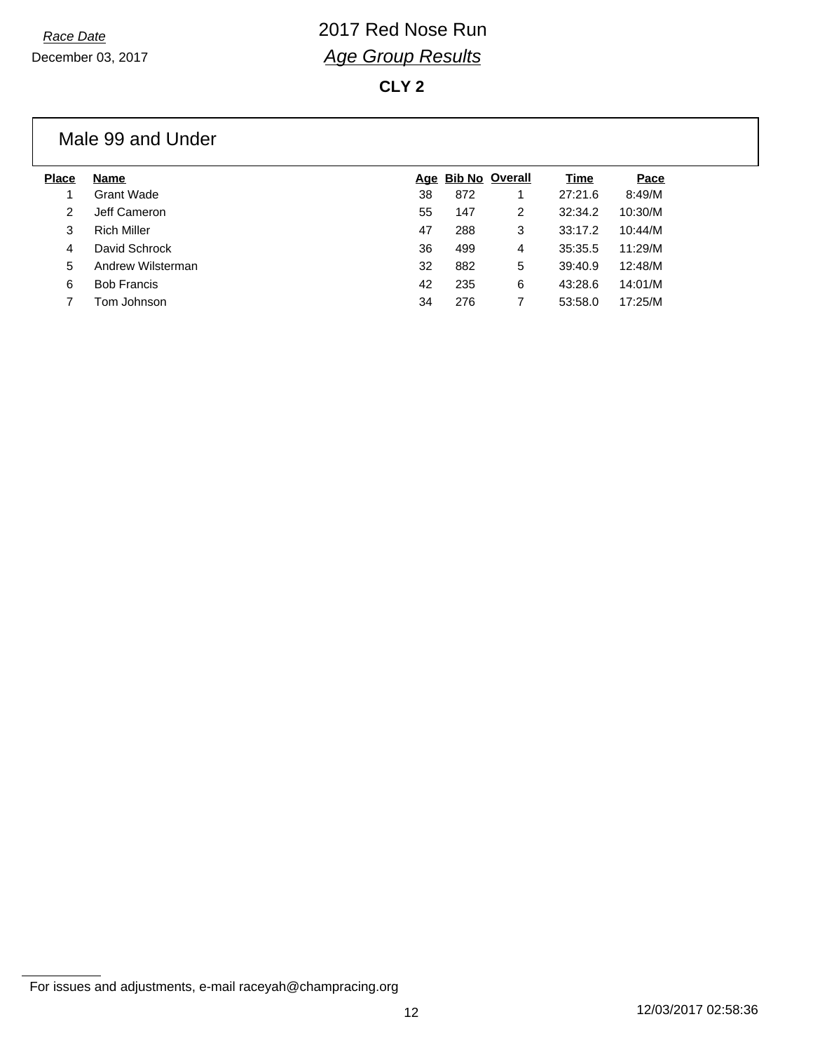*Race Date*
December 03, 2017

# 2017 Red Nose Run

## *Age Group Results*

**CLY 2**

### Male 99 and Under

| Place | Name | Age | Bib No | Overall | Time | Pace |
|---|---|---|---|---|---|---|
| 1 | Grant Wade | 38 | 872 | 1 | 27:21.6 | 8:49/M |
| 2 | Jeff Cameron | 55 | 147 | 2 | 32:34.2 | 10:30/M |
| 3 | Rich Miller | 47 | 288 | 3 | 33:17.2 | 10:44/M |
| 4 | David Schrock | 36 | 499 | 4 | 35:35.5 | 11:29/M |
| 5 | Andrew Wilsterman | 32 | 882 | 5 | 39:40.9 | 12:48/M |
| 6 | Bob Francis | 42 | 235 | 6 | 43:28.6 | 14:01/M |
| 7 | Tom Johnson | 34 | 276 | 7 | 53:58.0 | 17:25/M |

For issues and adjustments, e-mail raceyah@champracing.org

12/03/2017 02:58:36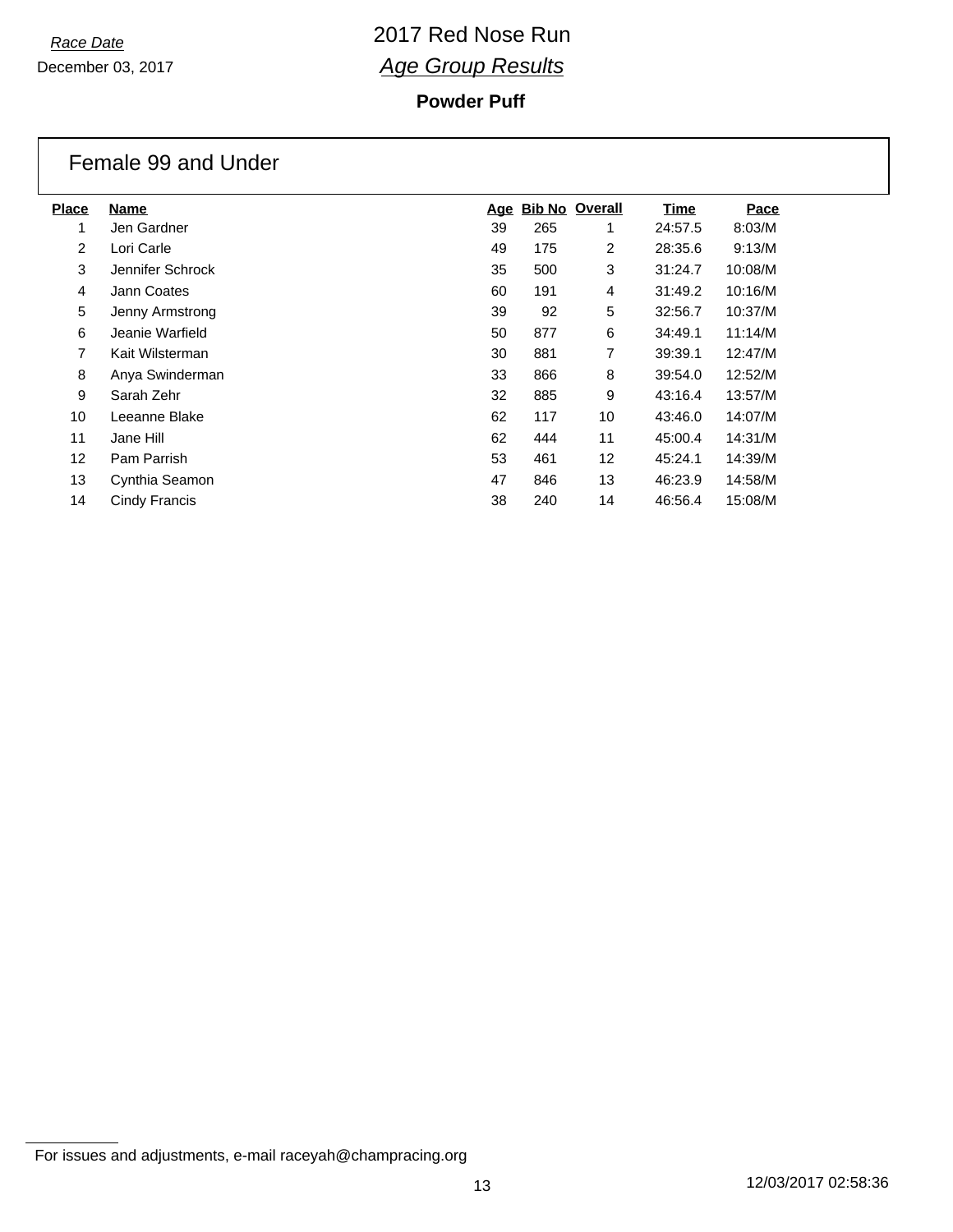*Race Date*

December 03, 2017

# 2017 Red Nose Run

## *Age Group Results*

**Powder Puff**

### Female 99 and Under

| Place | Name | Age | Bib No | Overall | Time | Pace |
|---|---|---|---|---|---|---|
| 1 | Jen Gardner | 39 | 265 | 1 | 24:57.5 | 8:03/M |
| 2 | Lori Carle | 49 | 175 | 2 | 28:35.6 | 9:13/M |
| 3 | Jennifer Schrock | 35 | 500 | 3 | 31:24.7 | 10:08/M |
| 4 | Jann Coates | 60 | 191 | 4 | 31:49.2 | 10:16/M |
| 5 | Jenny Armstrong | 39 | 92 | 5 | 32:56.7 | 10:37/M |
| 6 | Jeanie Warfield | 50 | 877 | 6 | 34:49.1 | 11:14/M |
| 7 | Kait Wilsterman | 30 | 881 | 7 | 39:39.1 | 12:47/M |
| 8 | Anya Swinderman | 33 | 866 | 8 | 39:54.0 | 12:52/M |
| 9 | Sarah Zehr | 32 | 885 | 9 | 43:16.4 | 13:57/M |
| 10 | Leeanne Blake | 62 | 117 | 10 | 43:46.0 | 14:07/M |
| 11 | Jane Hill | 62 | 444 | 11 | 45:00.4 | 14:31/M |
| 12 | Pam Parrish | 53 | 461 | 12 | 45:24.1 | 14:39/M |
| 13 | Cynthia Seamon | 47 | 846 | 13 | 46:23.9 | 14:58/M |
| 14 | Cindy Francis | 38 | 240 | 14 | 46:56.4 | 15:08/M |

For issues and adjustments, e-mail raceyah@champracing.org

12/03/2017 02:58:36